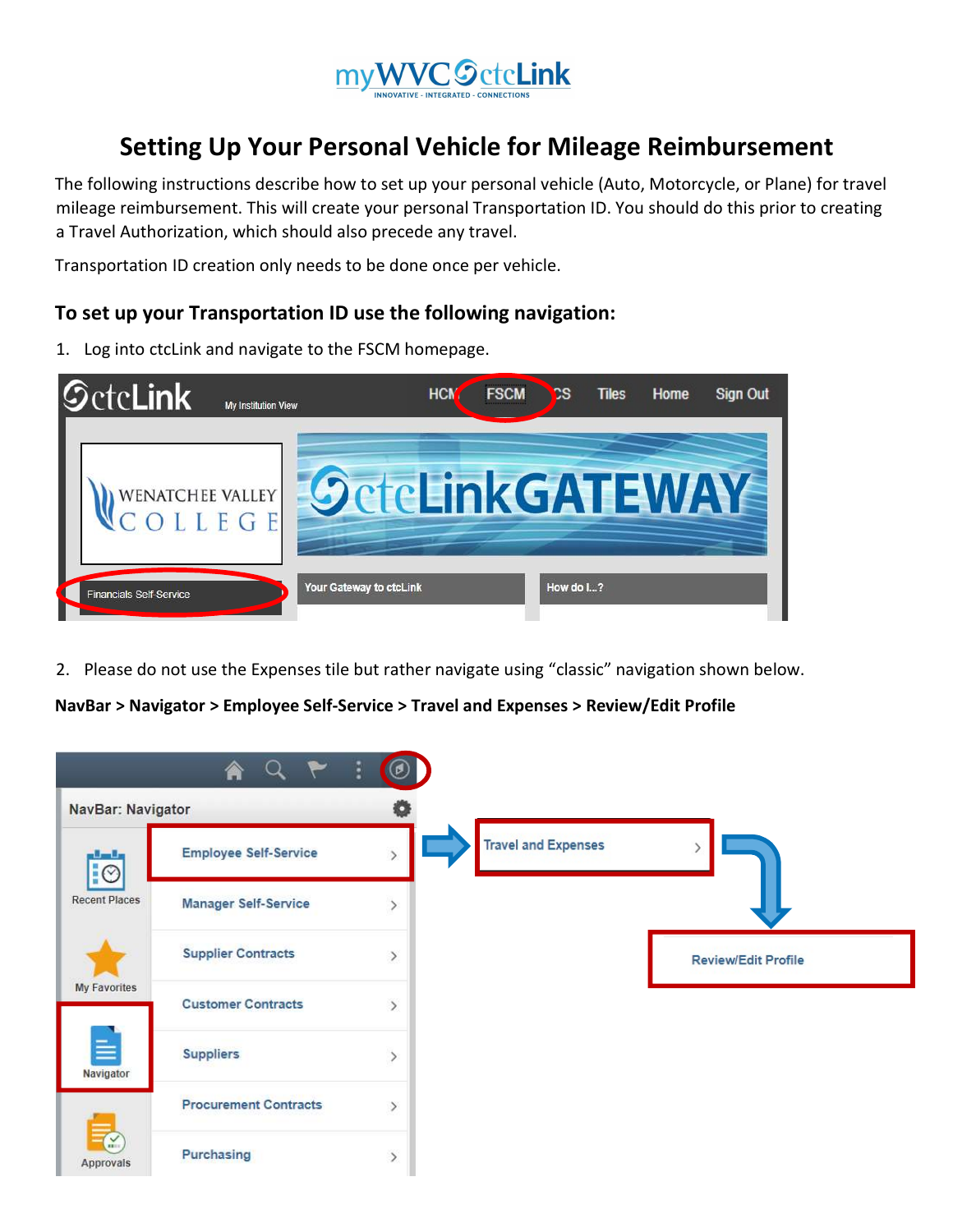# Setting Up Your Personal Vehicle for Mileage Reimbursement

The following instructions describe how to set up your personal vehicle (Auto, Motorcycle, or Plane) for travel mileage reimbursement. This will create your personal Transportation ID. You should do this prior to creating a Travel Authorization, which should also precede any travel.

Transportation ID creation only needs to be done once per vehicle.

## To set up your Transportation ID use the following navigation:

1. Log into ctcLink and navigate to the FSCM homepage.

2. Please do not use the Expenses tile but rather navigate using "classic" navigation shown below.

**NavBar > Navigator > Employee Self-Service > Travel and Expenses > Review/Edit Profile**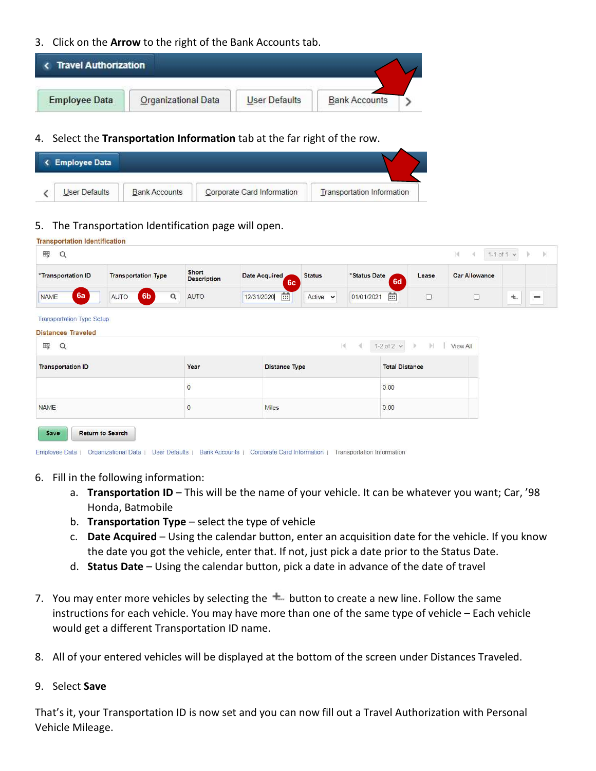3. Click on the **Arrow** to the right of the Bank Accounts tab.

Travel Authorization

Employee Data | Organizational Data | User Defaults | Bank Accounts | >

4. Select the **Transportation Information** tab at the far right of the row.

Employee Data

< | User Defaults | Bank Accounts | Corporate Card Information | Transportation Information

5. The Transportation Identification page will open.

Transportation Identification

| *Transportation ID | Transportation Type | Short Description | Date Acquired | Status | *Status Date | Lease | Car Allowance |
|---|---|---|---|---|---|---|---|
| NAME (6a) | AUTO (6b) | AUTO | 12/31/2020 (6c) | Active | 01/01/2021 (6d) | ☐ | ☐ |

Transportation Type Setup

Distances Traveled

| Transportation ID | Year | Distance Type | Total Distance |
|---|---|---|---|
| | 0 | | 0.00 |
| NAME | 0 | Miles | 0.00 |

Save | Return to Search

Employee Data | Organizational Data | User Defaults | Bank Accounts | Corporate Card Information | Transportation Information

6. Fill in the following information:
   a. **Transportation ID** – This will be the name of your vehicle. It can be whatever you want; Car, '98 Honda, Batmobile
   b. **Transportation Type** – select the type of vehicle
   c. **Date Acquired** – Using the calendar button, enter an acquisition date for the vehicle. If you know the date you got the vehicle, enter that. If not, just pick a date prior to the Status Date.
   d. **Status Date** – Using the calendar button, pick a date in advance of the date of travel

7. You may enter more vehicles by selecting the + button to create a new line. Follow the same instructions for each vehicle. You may have more than one of the same type of vehicle – Each vehicle would get a different Transportation ID name.

8. All of your entered vehicles will be displayed at the bottom of the screen under Distances Traveled.

9. Select **Save**

That's it, your Transportation ID is now set and you can now fill out a Travel Authorization with Personal Vehicle Mileage.